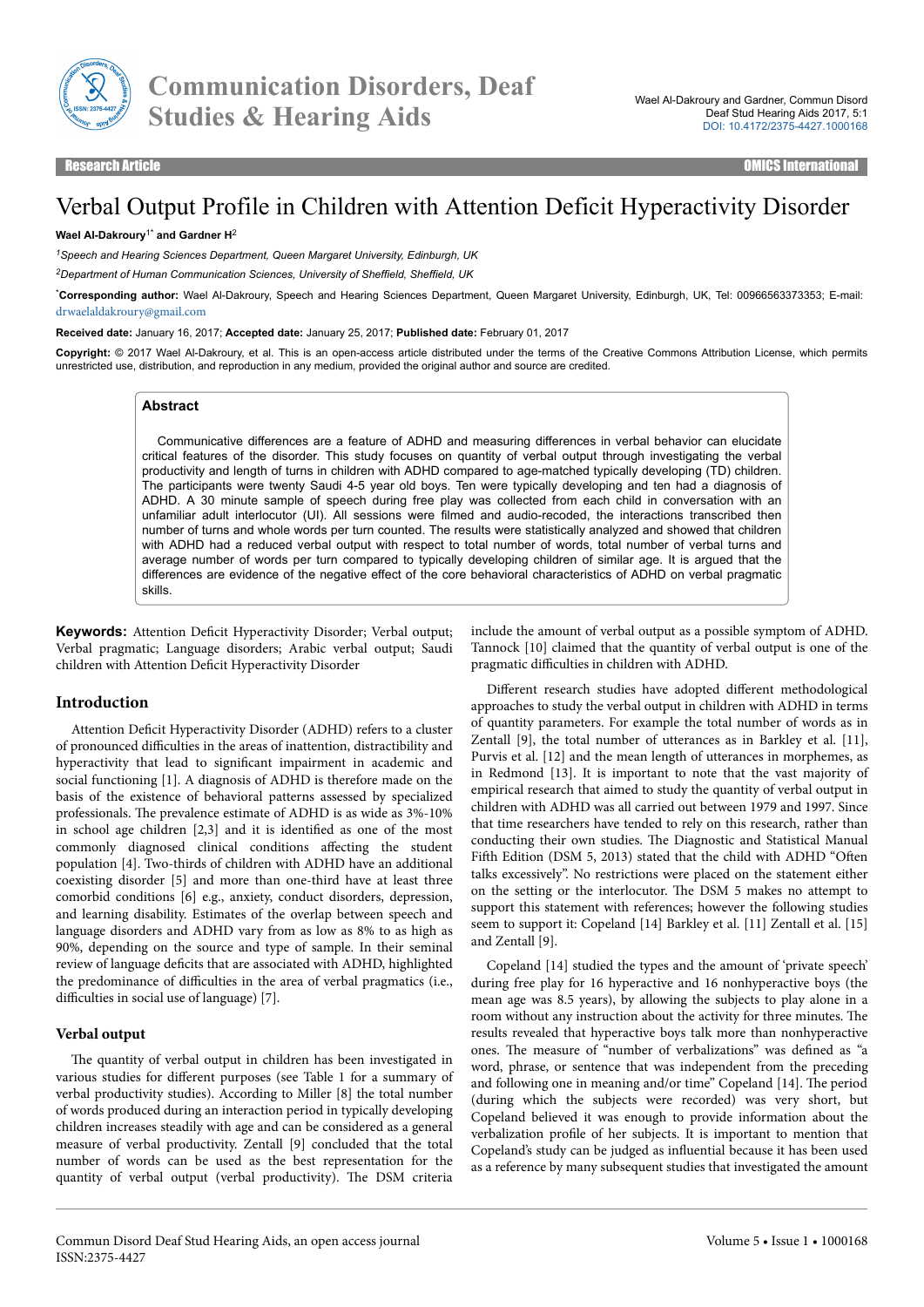# Verbal Output Profile in Children with Attention Deficit Hyperactivity Disorder

**Wael Al-Dakroury[1*] and Gardner H[2]**

*[1]Speech and Hearing Sciences Department, Queen Margaret University, Edinburgh, UK*

*[2]Department of Human Communication Sciences, University of Sheffield, Sheffield, UK*

**\*Corresponding author:** Wael Al-Dakroury, Speech and Hearing Sciences Department, Queen Margaret University, Edinburgh, UK, Tel: 00966563373353; E-mail: drwaelaldakroury@gmail.com

**Received date:** January 16, 2017; **Accepted date:** January 25, 2017; **Published date:** February 01, 2017

**Copyright:** © 2017 Wael Al-Dakroury, et al. This is an open-access article distributed under the terms of the Creative Commons Attribution License, which permits unrestricted use, distribution, and reproduction in any medium, provided the original author and source are credited.

## Abstract

Communicative differences are a feature of ADHD and measuring differences in verbal behavior can elucidate critical features of the disorder. This study focuses on quantity of verbal output through investigating the verbal productivity and length of turns in children with ADHD compared to age-matched typically developing (TD) children. The participants were twenty Saudi 4-5 year old boys. Ten were typically developing and ten had a diagnosis of ADHD. A 30 minute sample of speech during free play was collected from each child in conversation with an unfamiliar adult interlocutor (UI). All sessions were filmed and audio-recoded, the interactions transcribed then number of turns and whole words per turn counted. The results were statistically analyzed and showed that children with ADHD had a reduced verbal output with respect to total number of words, total number of verbal turns and average number of words per turn compared to typically developing children of similar age. It is argued that the differences are evidence of the negative effect of the core behavioral characteristics of ADHD on verbal pragmatic skills.

**Keywords:** Attention Deficit Hyperactivity Disorder; Verbal output; Verbal pragmatic; Language disorders; Arabic verbal output; Saudi children with Attention Deficit Hyperactivity Disorder

## Introduction

Attention Deficit Hyperactivity Disorder (ADHD) refers to a cluster of pronounced difficulties in the areas of inattention, distractibility and hyperactivity that lead to significant impairment in academic and social functioning [1]. A diagnosis of ADHD is therefore made on the basis of the existence of behavioral patterns assessed by specialized professionals. The prevalence estimate of ADHD is as wide as 3%-10% in school age children [2,3] and it is identified as one of the most commonly diagnosed clinical conditions affecting the student population [4]. Two-thirds of children with ADHD have an additional coexisting disorder [5] and more than one-third have at least three comorbid conditions [6] e.g., anxiety, conduct disorders, depression, and learning disability. Estimates of the overlap between speech and language disorders and ADHD vary from as low as 8% to as high as 90%, depending on the source and type of sample. In their seminal review of language deficits that are associated with ADHD, highlighted the predominance of difficulties in the area of verbal pragmatics (i.e., difficulties in social use of language) [7].

### Verbal output

The quantity of verbal output in children has been investigated in various studies for different purposes (see Table 1 for a summary of verbal productivity studies). According to Miller [8] the total number of words produced during an interaction period in typically developing children increases steadily with age and can be considered as a general measure of verbal productivity. Zentall [9] concluded that the total number of words can be used as the best representation for the quantity of verbal output (verbal productivity). The DSM criteria include the amount of verbal output as a possible symptom of ADHD. Tannock [10] claimed that the quantity of verbal output is one of the pragmatic difficulties in children with ADHD.

Different research studies have adopted different methodological approaches to study the verbal output in children with ADHD in terms of quantity parameters. For example the total number of words as in Zentall [9], the total number of utterances as in Barkley et al. [11], Purvis et al. [12] and the mean length of utterances in morphemes, as in Redmond [13]. It is important to note that the vast majority of empirical research that aimed to study the quantity of verbal output in children with ADHD was all carried out between 1979 and 1997. Since that time researchers have tended to rely on this research, rather than conducting their own studies. The Diagnostic and Statistical Manual Fifth Edition (DSM 5, 2013) stated that the child with ADHD "Often talks excessively". No restrictions were placed on the statement either on the setting or the interlocutor. The DSM 5 makes no attempt to support this statement with references; however the following studies seem to support it: Copeland [14] Barkley et al. [11] Zentall et al. [15] and Zentall [9].

Copeland [14] studied the types and the amount of 'private speech' during free play for 16 hyperactive and 16 nonhyperactive boys (the mean age was 8.5 years), by allowing the subjects to play alone in a room without any instruction about the activity for three minutes. The results revealed that hyperactive boys talk more than nonhyperactive ones. The measure of "number of verbalizations" was defined as "a word, phrase, or sentence that was independent from the preceding and following one in meaning and/or time" Copeland [14]. The period (during which the subjects were recorded) was very short, but Copeland believed it was enough to provide information about the verbalization profile of her subjects. It is important to mention that Copeland's study can be judged as influential because it has been used as a reference by many subsequent studies that investigated the amount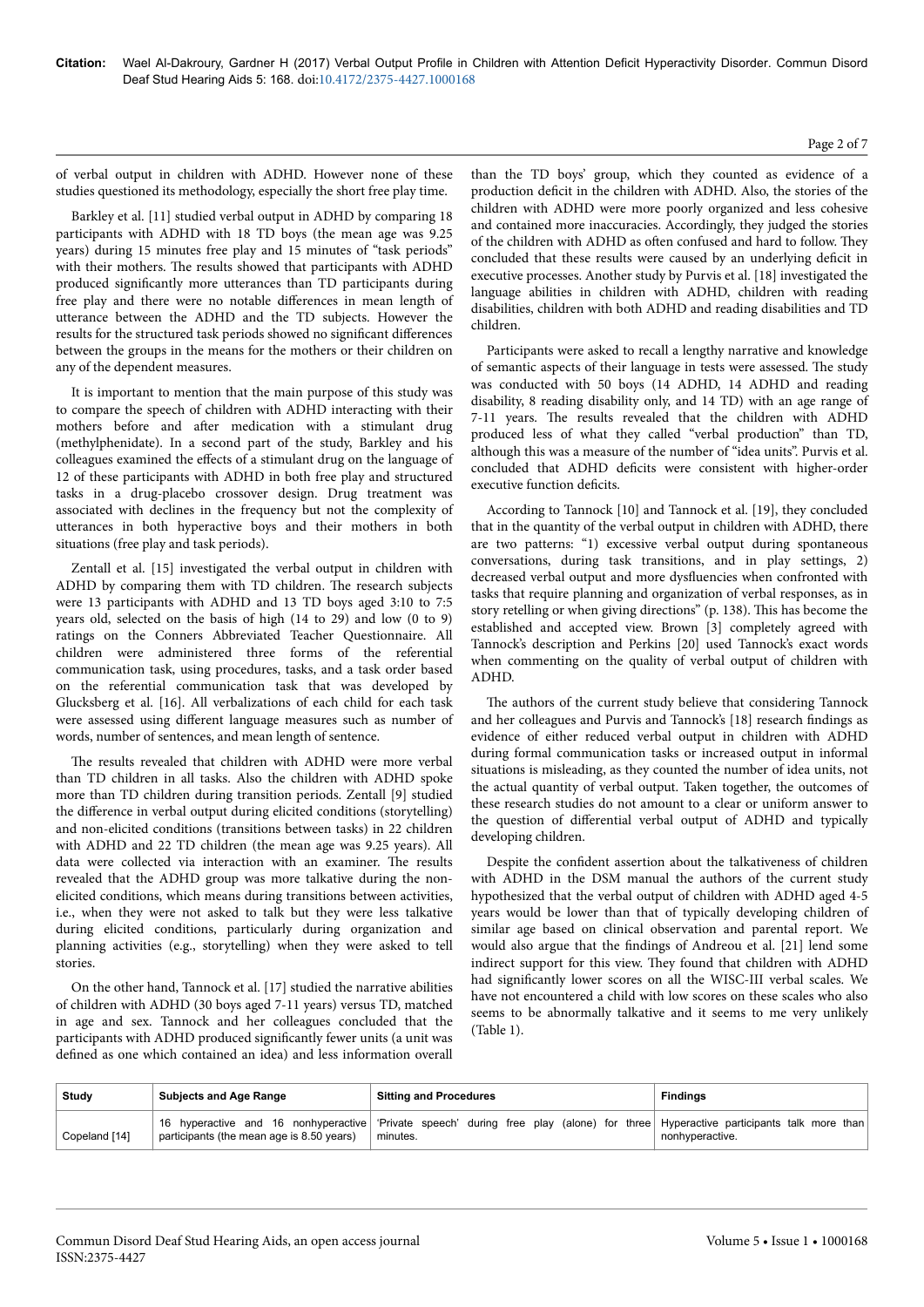of verbal output in children with ADHD. However none of these studies questioned its methodology, especially the short free play time.

Barkley et al. [11] studied verbal output in ADHD by comparing 18 participants with ADHD with 18 TD boys (the mean age was 9.25 years) during 15 minutes free play and 15 minutes of "task periods" with their mothers. The results showed that participants with ADHD produced significantly more utterances than TD participants during free play and there were no notable differences in mean length of utterance between the ADHD and the TD subjects. However the results for the structured task periods showed no significant differences between the groups in the means for the mothers or their children on any of the dependent measures.

It is important to mention that the main purpose of this study was to compare the speech of children with ADHD interacting with their mothers before and after medication with a stimulant drug (methylphenidate). In a second part of the study, Barkley and his colleagues examined the effects of a stimulant drug on the language of 12 of these participants with ADHD in both free play and structured tasks in a drug-placebo crossover design. Drug treatment was associated with declines in the frequency but not the complexity of utterances in both hyperactive boys and their mothers in both situations (free play and task periods).

Zentall et al. [15] investigated the verbal output in children with ADHD by comparing them with TD children. The research subjects were 13 participants with ADHD and 13 TD boys aged 3:10 to 7:5 years old, selected on the basis of high (14 to 29) and low (0 to 9) ratings on the Conners Abbreviated Teacher Questionnaire. All children were administered three forms of the referential communication task, using procedures, tasks, and a task order based on the referential communication task that was developed by Glucksberg et al. [16]. All verbalizations of each child for each task were assessed using different language measures such as number of words, number of sentences, and mean length of sentence.

The results revealed that children with ADHD were more verbal than TD children in all tasks. Also the children with ADHD spoke more than TD children during transition periods. Zentall [9] studied the difference in verbal output during elicited conditions (storytelling) and non-elicited conditions (transitions between tasks) in 22 children with ADHD and 22 TD children (the mean age was 9.25 years). All data were collected via interaction with an examiner. The results revealed that the ADHD group was more talkative during the non-elicited conditions, which means during transitions between activities, i.e., when they were not asked to talk but they were less talkative during elicited conditions, particularly during organization and planning activities (e.g., storytelling) when they were asked to tell stories.

On the other hand, Tannock et al. [17] studied the narrative abilities of children with ADHD (30 boys aged 7-11 years) versus TD, matched in age and sex. Tannock and her colleagues concluded that the participants with ADHD produced significantly fewer units (a unit was defined as one which contained an idea) and less information overall than the TD boys' group, which they counted as evidence of a production deficit in the children with ADHD. Also, the stories of the children with ADHD were more poorly organized and less cohesive and contained more inaccuracies. Accordingly, they judged the stories of the children with ADHD as often confused and hard to follow. They concluded that these results were caused by an underlying deficit in executive processes. Another study by Purvis et al. [18] investigated the language abilities in children with ADHD, children with reading disabilities, children with both ADHD and reading disabilities and TD children.

Participants were asked to recall a lengthy narrative and knowledge of semantic aspects of their language in tests were assessed. The study was conducted with 50 boys (14 ADHD, 14 ADHD and reading disability, 8 reading disability only, and 14 TD) with an age range of 7-11 years. The results revealed that the children with ADHD produced less of what they called "verbal production" than TD, although this was a measure of the number of "idea units". Purvis et al. concluded that ADHD deficits were consistent with higher-order executive function deficits.

According to Tannock [10] and Tannock et al. [19], they concluded that in the quantity of the verbal output in children with ADHD, there are two patterns: "1) excessive verbal output during spontaneous conversations, during task transitions, and in play settings, 2) decreased verbal output and more dysfluencies when confronted with tasks that require planning and organization of verbal responses, as in story retelling or when giving directions" (p. 138). This has become the established and accepted view. Brown [3] completely agreed with Tannock's description and Perkins [20] used Tannock's exact words when commenting on the quality of verbal output of children with ADHD.

The authors of the current study believe that considering Tannock and her colleagues and Purvis and Tannock's [18] research findings as evidence of either reduced verbal output in children with ADHD during formal communication tasks or increased output in informal situations is misleading, as they counted the number of idea units, not the actual quantity of verbal output. Taken together, the outcomes of these research studies do not amount to a clear or uniform answer to the question of differential verbal output of ADHD and typically developing children.

Despite the confident assertion about the talkativeness of children with ADHD in the DSM manual the authors of the current study hypothesized that the verbal output of children with ADHD aged 4-5 years would be lower than that of typically developing children of similar age based on clinical observation and parental report. We would also argue that the findings of Andreou et al. [21] lend some indirect support for this view. They found that children with ADHD had significantly lower scores on all the WISC-III verbal scales. We have not encountered a child with low scores on these scales who also seems to be abnormally talkative and it seems to me very unlikely (Table 1).

| Study | Subjects and Age Range | Sitting and Procedures | Findings |
|---|---|---|---|
| Copeland [14] | 16 hyperactive and 16 nonhyperactive participants (the mean age is 8.50 years) | 'Private speech' during free play (alone) for three minutes. | Hyperactive participants talk more than nonhyperactive. |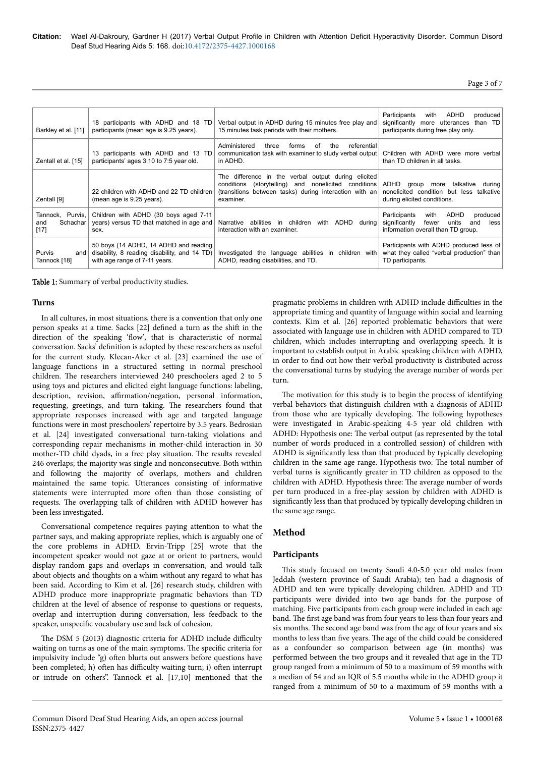| | | | |
|---|---|---|---|
| Barkley et al. [11] | 18 participants with ADHD and 18 TD participants (mean age is 9.25 years). | Verbal output in ADHD during 15 minutes free play and 15 minutes task periods with their mothers. | Participants with ADHD produced significantly more utterances than TD participants during free play only. |
| Zentall et al. [15] | 13 participants with ADHD and 13 TD participants' ages 3:10 to 7:5 year old. | Administered three forms of the referential communication task with examiner to study verbal output in ADHD. | Children with ADHD were more verbal than TD children in all tasks. |
| Zentall [9] | 22 children with ADHD and 22 TD children (mean age is 9.25 years). | The difference in the verbal output during elicited conditions (storytelling) and nonelicited conditions (transitions between tasks) during interaction with an examiner. | ADHD group more talkative during nonelicited condition but less talkative during elicited conditions. |
| Tannock, Purvis, and Schachar [17] | Children with ADHD (30 boys aged 7-11 years) versus TD that matched in age and sex. | Narrative abilities in children with ADHD during interaction with an examiner. | Participants with ADHD produced significantly fewer units and less information overall than TD group. |
| Purvis and Tannock [18] | 50 boys (14 ADHD, 14 ADHD and reading disability, 8 reading disability, and 14 TD) with age range of 7-11 years. | Investigated the language abilities in children with ADHD, reading disabilities, and TD. | Participants with ADHD produced less of what they called "verbal production" than TD participants. |

**Table 1:** Summary of verbal productivity studies.

### Turns

In all cultures, in most situations, there is a convention that only one person speaks at a time. Sacks [22] defined a turn as the shift in the direction of the speaking 'flow', that is characteristic of normal conversation. Sacks' definition is adopted by these researchers as useful for the current study. Klecan-Aker et al. [23] examined the use of language functions in a structured setting in normal preschool children. The researchers interviewed 240 preschoolers aged 2 to 5 using toys and pictures and elicited eight language functions: labeling, description, revision, affirmation/negation, personal information, requesting, greetings, and turn taking. The researchers found that appropriate responses increased with age and targeted language functions were in most preschoolers' repertoire by 3.5 years. Bedrosian et al. [24] investigated conversational turn-taking violations and corresponding repair mechanisms in mother-child interaction in 30 mother-TD child dyads, in a free play situation. The results revealed 246 overlaps; the majority was single and nonconsecutive. Both within and following the majority of overlaps, mothers and children maintained the same topic. Utterances consisting of informative statements were interrupted more often than those consisting of requests. The overlapping talk of children with ADHD however has been less investigated.

Conversational competence requires paying attention to what the partner says, and making appropriate replies, which is arguably one of the core problems in ADHD. Ervin-Tripp [25] wrote that the incompetent speaker would not gaze at or orient to partners, would display random gaps and overlaps in conversation, and would talk about objects and thoughts on a whim without any regard to what has been said. According to Kim et al. [26] research study, children with ADHD produce more inappropriate pragmatic behaviors than TD children at the level of absence of response to questions or requests, overlap and interruption during conversation, less feedback to the speaker, unspecific vocabulary use and lack of cohesion.

The DSM 5 (2013) diagnostic criteria for ADHD include difficulty waiting on turns as one of the main symptoms. The specific criteria for impulsivity include "g) often blurts out answers before questions have been completed; h) often has difficulty waiting turn; i) often interrupt or intrude on others". Tannock et al. [17,10] mentioned that the pragmatic problems in children with ADHD include difficulties in the appropriate timing and quantity of language within social and learning contexts. Kim et al. [26] reported problematic behaviors that were associated with language use in children with ADHD compared to TD children, which includes interrupting and overlapping speech. It is important to establish output in Arabic speaking children with ADHD, in order to find out how their verbal productivity is distributed across the conversational turns by studying the average number of words per turn.

The motivation for this study is to begin the process of identifying verbal behaviors that distinguish children with a diagnosis of ADHD from those who are typically developing. The following hypotheses were investigated in Arabic-speaking 4-5 year old children with ADHD: Hypothesis one: The verbal output (as represented by the total number of words produced in a controlled session) of children with ADHD is significantly less than that produced by typically developing children in the same age range. Hypothesis two: The total number of verbal turns is significantly greater in TD children as opposed to the children with ADHD. Hypothesis three: The average number of words per turn produced in a free-play session by children with ADHD is significantly less than that produced by typically developing children in the same age range.

## Method

### Participants

This study focused on twenty Saudi 4.0-5.0 year old males from Jeddah (western province of Saudi Arabia); ten had a diagnosis of ADHD and ten were typically developing children. ADHD and TD participants were divided into two age bands for the purpose of matching. Five participants from each group were included in each age band. The first age band was from four years to less than four years and six months. The second age band was from the age of four years and six months to less than five years. The age of the child could be considered as a confounder so comparison between age (in months) was performed between the two groups and it revealed that age in the TD group ranged from a minimum of 50 to a maximum of 59 months with a median of 54 and an IQR of 5.5 months while in the ADHD group it ranged from a minimum of 50 to a maximum of 59 months with a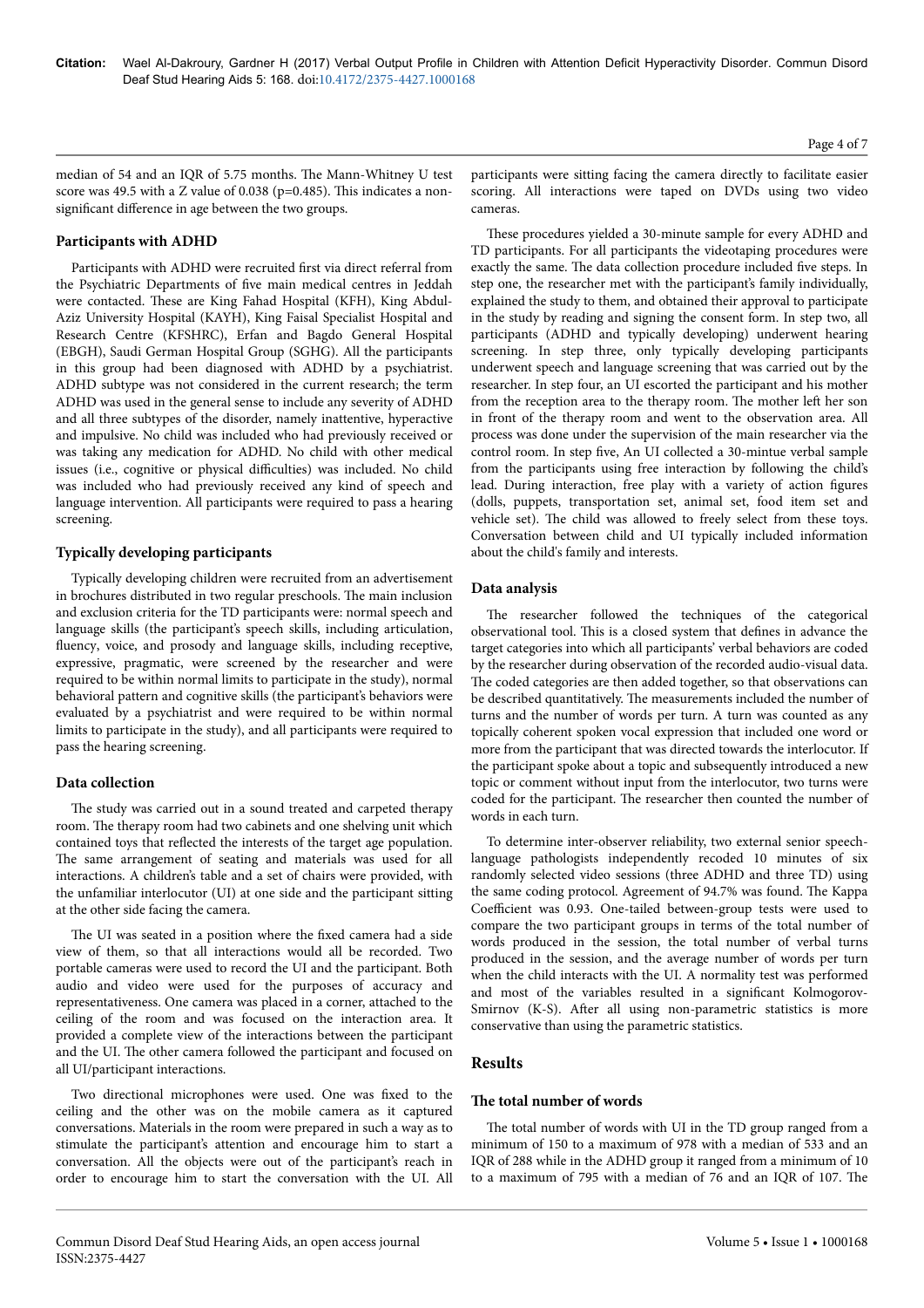median of 54 and an IQR of 5.75 months. The Mann-Whitney U test score was 49.5 with a Z value of 0.038 (p=0.485). This indicates a non-significant difference in age between the two groups.

### Participants with ADHD

Participants with ADHD were recruited first via direct referral from the Psychiatric Departments of five main medical centres in Jeddah were contacted. These are King Fahad Hospital (KFH), King Abdul-Aziz University Hospital (KAYH), King Faisal Specialist Hospital and Research Centre (KFSHRC), Erfan and Bagdo General Hospital (EBGH), Saudi German Hospital Group (SGHG). All the participants in this group had been diagnosed with ADHD by a psychiatrist. ADHD subtype was not considered in the current research; the term ADHD was used in the general sense to include any severity of ADHD and all three subtypes of the disorder, namely inattentive, hyperactive and impulsive. No child was included who had previously received or was taking any medication for ADHD. No child with other medical issues (i.e., cognitive or physical difficulties) was included. No child was included who had previously received any kind of speech and language intervention. All participants were required to pass a hearing screening.

### Typically developing participants

Typically developing children were recruited from an advertisement in brochures distributed in two regular preschools. The main inclusion and exclusion criteria for the TD participants were: normal speech and language skills (the participant's speech skills, including articulation, fluency, voice, and prosody and language skills, including receptive, expressive, pragmatic, were screened by the researcher and were required to be within normal limits to participate in the study), normal behavioral pattern and cognitive skills (the participant's behaviors were evaluated by a psychiatrist and were required to be within normal limits to participate in the study), and all participants were required to pass the hearing screening.

### Data collection

The study was carried out in a sound treated and carpeted therapy room. The therapy room had two cabinets and one shelving unit which contained toys that reflected the interests of the target age population. The same arrangement of seating and materials was used for all interactions. A children's table and a set of chairs were provided, with the unfamiliar interlocutor (UI) at one side and the participant sitting at the other side facing the camera.

The UI was seated in a position where the fixed camera had a side view of them, so that all interactions would all be recorded. Two portable cameras were used to record the UI and the participant. Both audio and video were used for the purposes of accuracy and representativeness. One camera was placed in a corner, attached to the ceiling of the room and was focused on the interaction area. It provided a complete view of the interactions between the participant and the UI. The other camera followed the participant and focused on all UI/participant interactions.

Two directional microphones were used. One was fixed to the ceiling and the other was on the mobile camera as it captured conversations. Materials in the room were prepared in such a way as to stimulate the participant's attention and encourage him to start a conversation. All the objects were out of the participant's reach in order to encourage him to start the conversation with the UI. All participants were sitting facing the camera directly to facilitate easier scoring. All interactions were taped on DVDs using two video cameras.

These procedures yielded a 30-minute sample for every ADHD and TD participants. For all participants the videotaping procedures were exactly the same. The data collection procedure included five steps. In step one, the researcher met with the participant's family individually, explained the study to them, and obtained their approval to participate in the study by reading and signing the consent form. In step two, all participants (ADHD and typically developing) underwent hearing screening. In step three, only typically developing participants underwent speech and language screening that was carried out by the researcher. In step four, an UI escorted the participant and his mother from the reception area to the therapy room. The mother left her son in front of the therapy room and went to the observation area. All process was done under the supervision of the main researcher via the control room. In step five, An UI collected a 30-mintue verbal sample from the participants using free interaction by following the child's lead. During interaction, free play with a variety of action figures (dolls, puppets, transportation set, animal set, food item set and vehicle set). The child was allowed to freely select from these toys. Conversation between child and UI typically included information about the child's family and interests.

### Data analysis

The researcher followed the techniques of the categorical observational tool. This is a closed system that defines in advance the target categories into which all participants' verbal behaviors are coded by the researcher during observation of the recorded audio-visual data. The coded categories are then added together, so that observations can be described quantitatively. The measurements included the number of turns and the number of words per turn. A turn was counted as any topically coherent spoken vocal expression that included one word or more from the participant that was directed towards the interlocutor. If the participant spoke about a topic and subsequently introduced a new topic or comment without input from the interlocutor, two turns were coded for the participant. The researcher then counted the number of words in each turn.

To determine inter-observer reliability, two external senior speech-language pathologists independently recoded 10 minutes of six randomly selected video sessions (three ADHD and three TD) using the same coding protocol. Agreement of 94.7% was found. The Kappa Coefficient was 0.93. One-tailed between-group tests were used to compare the two participant groups in terms of the total number of words produced in the session, the total number of verbal turns produced in the session, and the average number of words per turn when the child interacts with the UI. A normality test was performed and most of the variables resulted in a significant Kolmogorov-Smirnov (K-S). After all using non-parametric statistics is more conservative than using the parametric statistics.

## Results

### The total number of words

The total number of words with UI in the TD group ranged from a minimum of 150 to a maximum of 978 with a median of 533 and an IQR of 288 while in the ADHD group it ranged from a minimum of 10 to a maximum of 795 with a median of 76 and an IQR of 107. The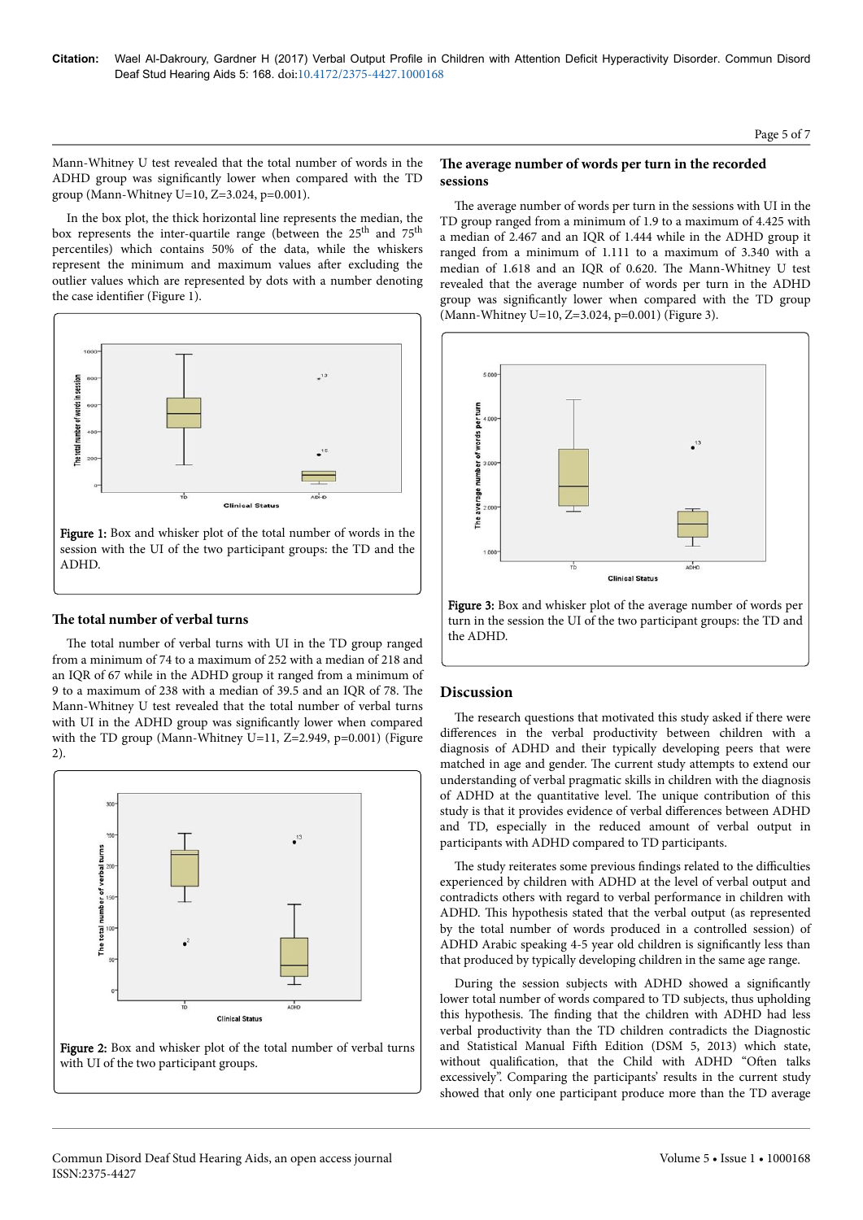Mann-Whitney U test revealed that the total number of words in the ADHD group was significantly lower when compared with the TD group (Mann-Whitney U=10, Z=3.024, p=0.001).

In the box plot, the thick horizontal line represents the median, the box represents the inter-quartile range (between the 25th and 75th percentiles) which contains 50% of the data, while the whiskers represent the minimum and maximum values after excluding the outlier values which are represented by dots with a number denoting the case identifier (Figure 1).

**Figure 1:** Box and whisker plot of the total number of words in the session with the UI of the two participant groups: the TD and the ADHD.

### The total number of verbal turns

The total number of verbal turns with UI in the TD group ranged from a minimum of 74 to a maximum of 252 with a median of 218 and an IQR of 67 while in the ADHD group it ranged from a minimum of 9 to a maximum of 238 with a median of 39.5 and an IQR of 78. The Mann-Whitney U test revealed that the total number of verbal turns with UI in the ADHD group was significantly lower when compared with the TD group (Mann-Whitney U=11, Z=2.949, p=0.001) (Figure 2).

**Figure 2:** Box and whisker plot of the total number of verbal turns with UI of the two participant groups.

### The average number of words per turn in the recorded sessions

The average number of words per turn in the sessions with UI in the TD group ranged from a minimum of 1.9 to a maximum of 4.425 with a median of 2.467 and an IQR of 1.444 while in the ADHD group it ranged from a minimum of 1.111 to a maximum of 3.340 with a median of 1.618 and an IQR of 0.620. The Mann-Whitney U test revealed that the average number of words per turn in the ADHD group was significantly lower when compared with the TD group (Mann-Whitney U=10, Z=3.024, p=0.001) (Figure 3).

**Figure 3:** Box and whisker plot of the average number of words per turn in the session the UI of the two participant groups: the TD and the ADHD.

## Discussion

The research questions that motivated this study asked if there were differences in the verbal productivity between children with a diagnosis of ADHD and their typically developing peers that were matched in age and gender. The current study attempts to extend our understanding of verbal pragmatic skills in children with the diagnosis of ADHD at the quantitative level. The unique contribution of this study is that it provides evidence of verbal differences between ADHD and TD, especially in the reduced amount of verbal output in participants with ADHD compared to TD participants.

The study reiterates some previous findings related to the difficulties experienced by children with ADHD at the level of verbal output and contradicts others with regard to verbal performance in children with ADHD. This hypothesis stated that the verbal output (as represented by the total number of words produced in a controlled session) of ADHD Arabic speaking 4-5 year old children is significantly less than that produced by typically developing children in the same age range.

During the session subjects with ADHD showed a significantly lower total number of words compared to TD subjects, thus upholding this hypothesis. The finding that the children with ADHD had less verbal productivity than the TD children contradicts the Diagnostic and Statistical Manual Fifth Edition (DSM 5, 2013) which state, without qualification, that the Child with ADHD "Often talks excessively". Comparing the participants' results in the current study showed that only one participant produce more than the TD average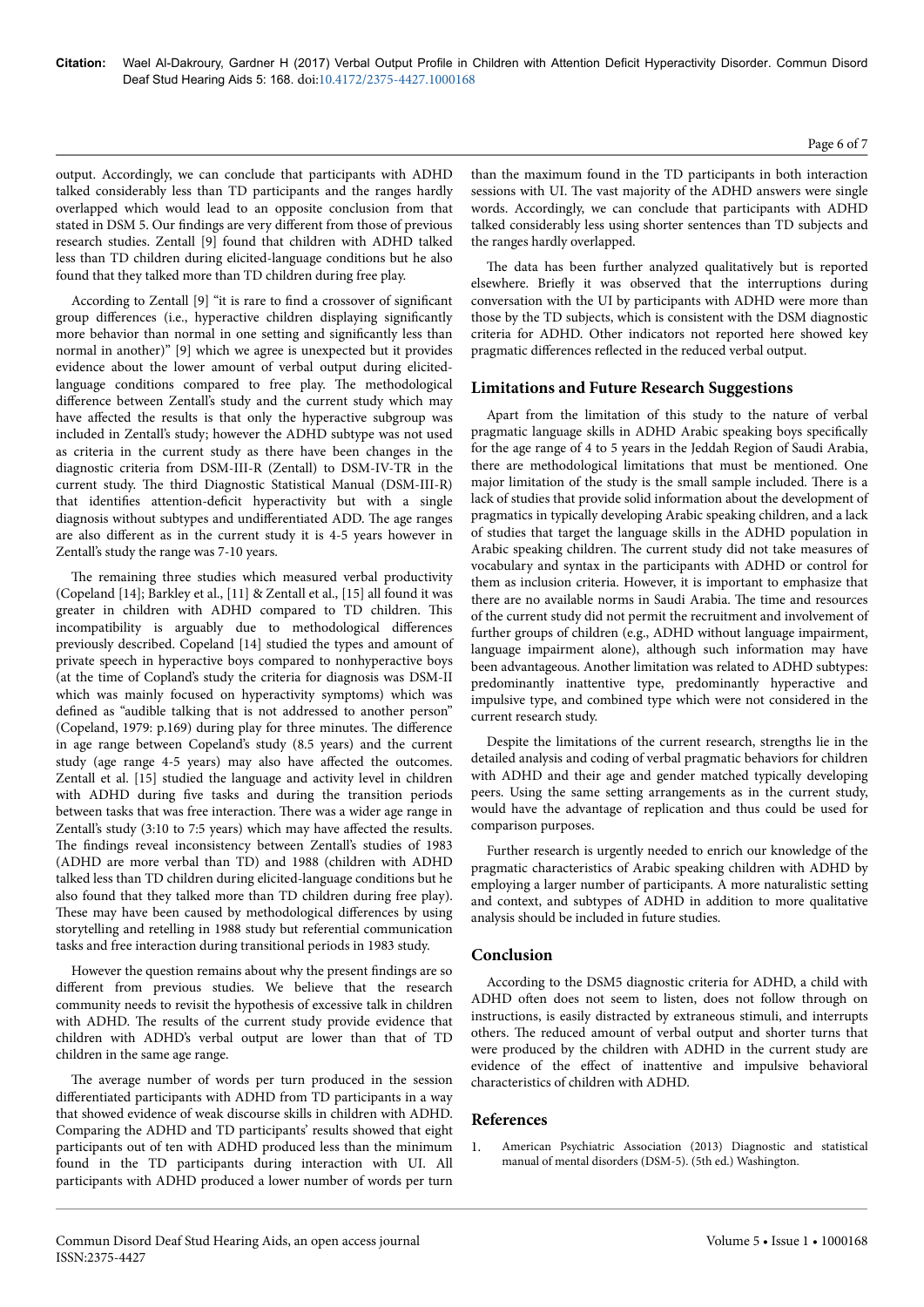output. Accordingly, we can conclude that participants with ADHD talked considerably less than TD participants and the ranges hardly overlapped which would lead to an opposite conclusion from that stated in DSM 5. Our findings are very different from those of previous research studies. Zentall [9] found that children with ADHD talked less than TD children during elicited-language conditions but he also found that they talked more than TD children during free play.

According to Zentall [9] "it is rare to find a crossover of significant group differences (i.e., hyperactive children displaying significantly more behavior than normal in one setting and significantly less than normal in another)" [9] which we agree is unexpected but it provides evidence about the lower amount of verbal output during elicited-language conditions compared to free play. The methodological difference between Zentall's study and the current study which may have affected the results is that only the hyperactive subgroup was included in Zentall's study; however the ADHD subtype was not used as criteria in the current study as there have been changes in the diagnostic criteria from DSM-III-R (Zentall) to DSM-IV-TR in the current study. The third Diagnostic Statistical Manual (DSM-III-R) that identifies attention-deficit hyperactivity but with a single diagnosis without subtypes and undifferentiated ADD. The age ranges are also different as in the current study it is 4-5 years however in Zentall's study the range was 7-10 years.

The remaining three studies which measured verbal productivity (Copeland [14]; Barkley et al., [11] & Zentall et al., [15] all found it was greater in children with ADHD compared to TD children. This incompatibility is arguably due to methodological differences previously described. Copeland [14] studied the types and amount of private speech in hyperactive boys compared to nonhyperactive boys (at the time of Copland's study the criteria for diagnosis was DSM-II which was mainly focused on hyperactivity symptoms) which was defined as "audible talking that is not addressed to another person" (Copeland, 1979: p.169) during play for three minutes. The difference in age range between Copeland's study (8.5 years) and the current study (age range 4-5 years) may also have affected the outcomes. Zentall et al. [15] studied the language and activity level in children with ADHD during five tasks and during the transition periods between tasks that was free interaction. There was a wider age range in Zentall's study (3:10 to 7:5 years) which may have affected the results. The findings reveal inconsistency between Zentall's studies of 1983 (ADHD are more verbal than TD) and 1988 (children with ADHD talked less than TD children during elicited-language conditions but he also found that they talked more than TD children during free play). These may have been caused by methodological differences by using storytelling and retelling in 1988 study but referential communication tasks and free interaction during transitional periods in 1983 study.

However the question remains about why the present findings are so different from previous studies. We believe that the research community needs to revisit the hypothesis of excessive talk in children with ADHD. The results of the current study provide evidence that children with ADHD's verbal output are lower than that of TD children in the same age range.

The average number of words per turn produced in the session differentiated participants with ADHD from TD participants in a way that showed evidence of weak discourse skills in children with ADHD. Comparing the ADHD and TD participants' results showed that eight participants out of ten with ADHD produced less than the minimum found in the TD participants during interaction with UI. All participants with ADHD produced a lower number of words per turn than the maximum found in the TD participants in both interaction sessions with UI. The vast majority of the ADHD answers were single words. Accordingly, we can conclude that participants with ADHD talked considerably less using shorter sentences than TD subjects and the ranges hardly overlapped.

The data has been further analyzed qualitatively but is reported elsewhere. Briefly it was observed that the interruptions during conversation with the UI by participants with ADHD were more than those by the TD subjects, which is consistent with the DSM diagnostic criteria for ADHD. Other indicators not reported here showed key pragmatic differences reflected in the reduced verbal output.

## Limitations and Future Research Suggestions

Apart from the limitation of this study to the nature of verbal pragmatic language skills in ADHD Arabic speaking boys specifically for the age range of 4 to 5 years in the Jeddah Region of Saudi Arabia, there are methodological limitations that must be mentioned. One major limitation of the study is the small sample included. There is a lack of studies that provide solid information about the development of pragmatics in typically developing Arabic speaking children, and a lack of studies that target the language skills in the ADHD population in Arabic speaking children. The current study did not take measures of vocabulary and syntax in the participants with ADHD or control for them as inclusion criteria. However, it is important to emphasize that there are no available norms in Saudi Arabia. The time and resources of the current study did not permit the recruitment and involvement of further groups of children (e.g., ADHD without language impairment, language impairment alone), although such information may have been advantageous. Another limitation was related to ADHD subtypes: predominantly inattentive type, predominantly hyperactive and impulsive type, and combined type which were not considered in the current research study.

Despite the limitations of the current research, strengths lie in the detailed analysis and coding of verbal pragmatic behaviors for children with ADHD and their age and gender matched typically developing peers. Using the same setting arrangements as in the current study, would have the advantage of replication and thus could be used for comparison purposes.

Further research is urgently needed to enrich our knowledge of the pragmatic characteristics of Arabic speaking children with ADHD by employing a larger number of participants. A more naturalistic setting and context, and subtypes of ADHD in addition to more qualitative analysis should be included in future studies.

## Conclusion

According to the DSM5 diagnostic criteria for ADHD, a child with ADHD often does not seem to listen, does not follow through on instructions, is easily distracted by extraneous stimuli, and interrupts others. The reduced amount of verbal output and shorter turns that were produced by the children with ADHD in the current study are evidence of the effect of inattentive and impulsive behavioral characteristics of children with ADHD.

## References

1. American Psychiatric Association (2013) Diagnostic and statistical manual of mental disorders (DSM-5). (5th ed.) Washington.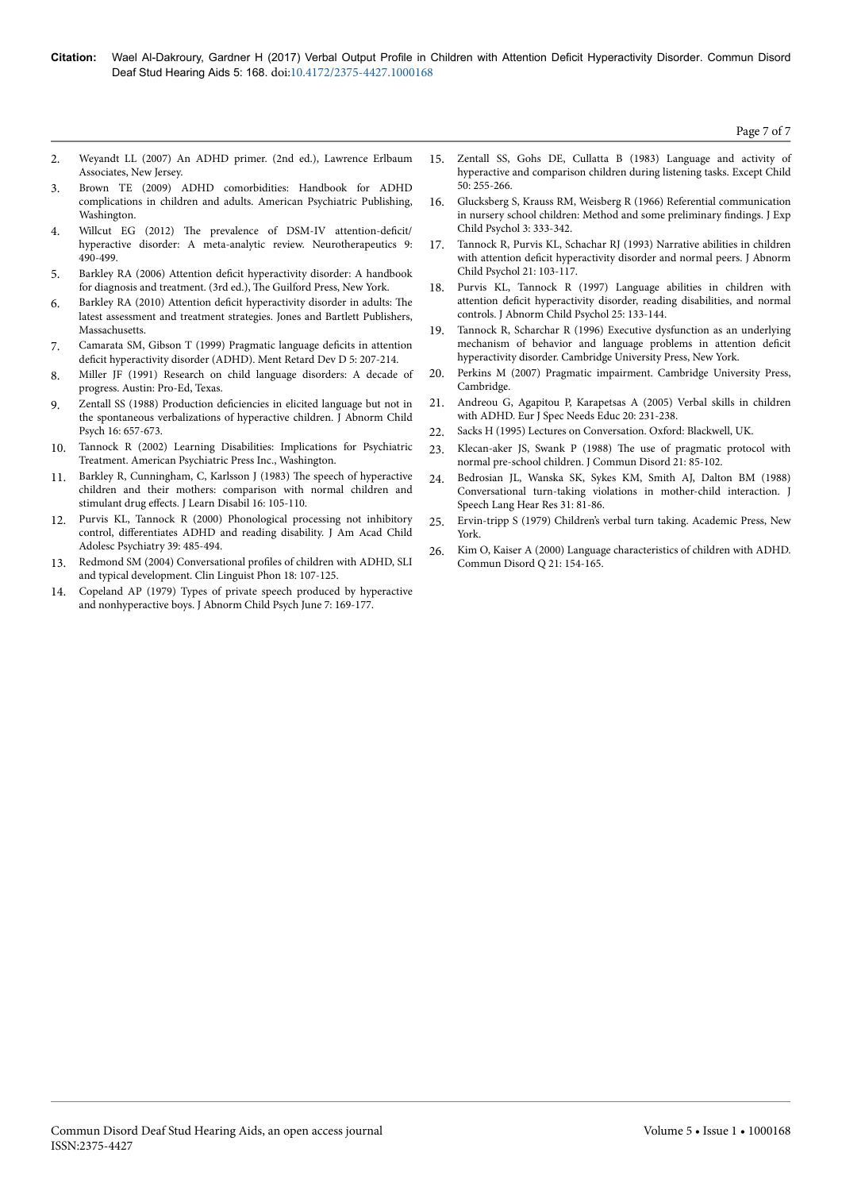2. Weyandt LL (2007) An ADHD primer. (2nd ed.), Lawrence Erlbaum Associates, New Jersey.
3. Brown TE (2009) ADHD comorbidities: Handbook for ADHD complications in children and adults. American Psychiatric Publishing, Washington.
4. Willcut EG (2012) The prevalence of DSM-IV attention-deficit/ hyperactive disorder: A meta-analytic review. Neurotherapeutics 9: 490-499.
5. Barkley RA (2006) Attention deficit hyperactivity disorder: A handbook for diagnosis and treatment. (3rd ed.), The Guilford Press, New York.
6. Barkley RA (2010) Attention deficit hyperactivity disorder in adults: The latest assessment and treatment strategies. Jones and Bartlett Publishers, Massachusetts.
7. Camarata SM, Gibson T (1999) Pragmatic language deficits in attention deficit hyperactivity disorder (ADHD). Ment Retard Dev D 5: 207-214.
8. Miller JF (1991) Research on child language disorders: A decade of progress. Austin: Pro-Ed, Texas.
9. Zentall SS (1988) Production deficiencies in elicited language but not in the spontaneous verbalizations of hyperactive children. J Abnorm Child Psych 16: 657-673.
10. Tannock R (2002) Learning Disabilities: Implications for Psychiatric Treatment. American Psychiatric Press Inc., Washington.
11. Barkley R, Cunningham, C, Karlsson J (1983) The speech of hyperactive children and their mothers: comparison with normal children and stimulant drug effects. J Learn Disabil 16: 105-110.
12. Purvis KL, Tannock R (2000) Phonological processing not inhibitory control, differentiates ADHD and reading disability. J Am Acad Child Adolesc Psychiatry 39: 485-494.
13. Redmond SM (2004) Conversational profiles of children with ADHD, SLI and typical development. Clin Linguist Phon 18: 107-125.
14. Copeland AP (1979) Types of private speech produced by hyperactive and nonhyperactive boys. J Abnorm Child Psych June 7: 169-177.
15. Zentall SS, Gohs DE, Cullatta B (1983) Language and activity of hyperactive and comparison children during listening tasks. Except Child 50: 255-266.
16. Glucksberg S, Krauss RM, Weisberg R (1966) Referential communication in nursery school children: Method and some preliminary findings. J Exp Child Psychol 3: 333-342.
17. Tannock R, Purvis KL, Schachar RJ (1993) Narrative abilities in children with attention deficit hyperactivity disorder and normal peers. J Abnorm Child Psychol 21: 103-117.
18. Purvis KL, Tannock R (1997) Language abilities in children with attention deficit hyperactivity disorder, reading disabilities, and normal controls. J Abnorm Child Psychol 25: 133-144.
19. Tannock R, Scharchar R (1996) Executive dysfunction as an underlying mechanism of behavior and language problems in attention deficit hyperactivity disorder. Cambridge University Press, New York.
20. Perkins M (2007) Pragmatic impairment. Cambridge University Press, Cambridge.
21. Andreou G, Agapitou P, Karapetsas A (2005) Verbal skills in children with ADHD. Eur J Spec Needs Educ 20: 231-238.
22. Sacks H (1995) Lectures on Conversation. Oxford: Blackwell, UK.
23. Klecan-aker JS, Swank P (1988) The use of pragmatic protocol with normal pre-school children. J Commun Disord 21: 85-102.
24. Bedrosian JL, Wanska SK, Sykes KM, Smith AJ, Dalton BM (1988) Conversational turn-taking violations in mother-child interaction. J Speech Lang Hear Res 31: 81-86.
25. Ervin-tripp S (1979) Children's verbal turn taking. Academic Press, New York.
26. Kim O, Kaiser A (2000) Language characteristics of children with ADHD. Commun Disord Q 21: 154-165.